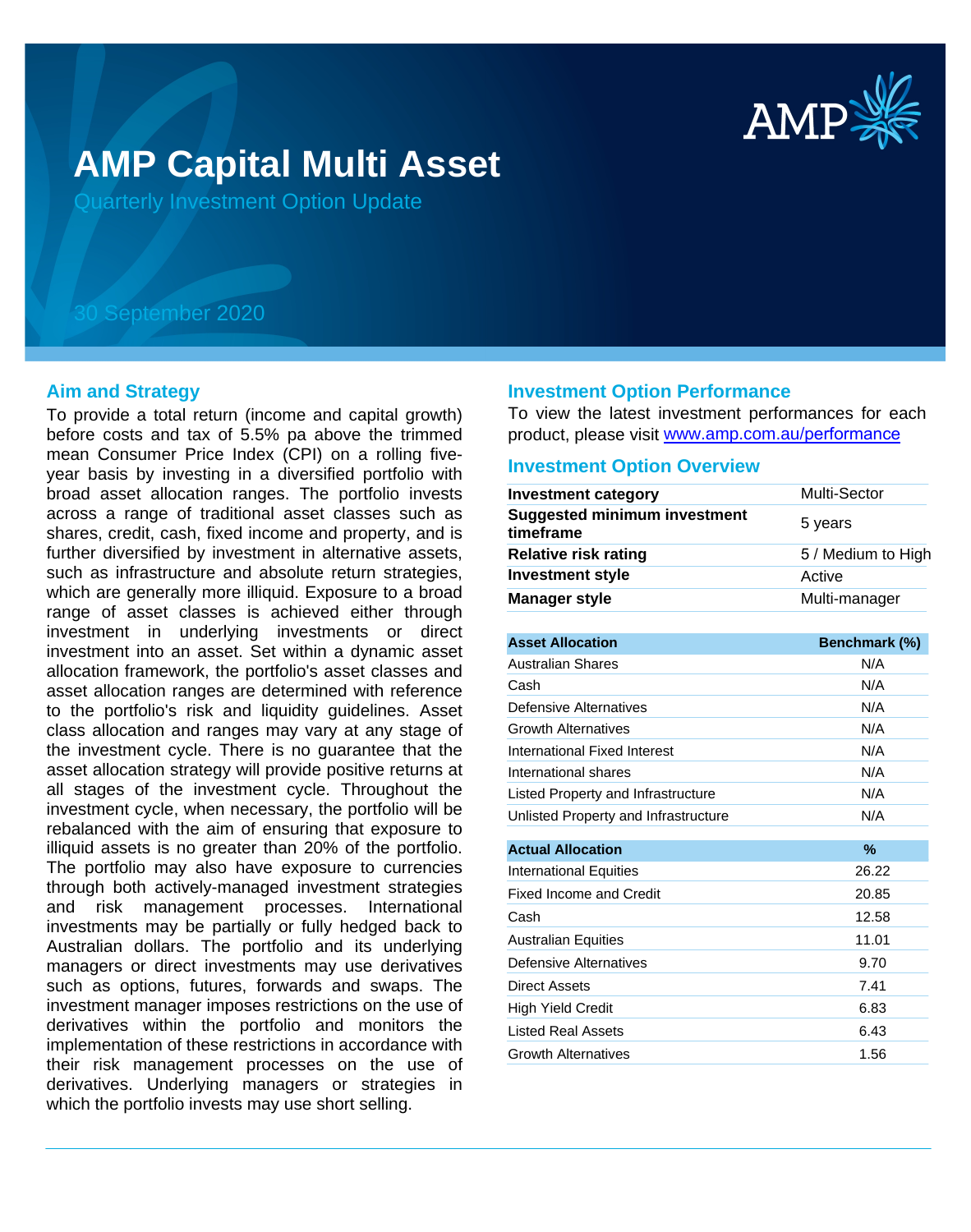# AMP Capital Multi Asset

Quarterly Investment Option Update

30 September 2020

## Aim and Strategy

To provide a total return (income and capital growth) before costs and tax of 5.5% pa above the trimmed mean Consumer Price Index (CPI) on a rolling five-year basis by investing in a diversified portfolio with broad asset allocation ranges. The portfolio invests across a range of traditional asset classes such as shares, credit, cash, fixed income and property, and is further diversified by investment in alternative assets, such as infrastructure and absolute return strategies, which are generally more illiquid. Exposure to a broad range of asset classes is achieved either through investment in underlying investments or direct investment into an asset. Set within a dynamic asset allocation framework, the portfolio's asset classes and asset allocation ranges are determined with reference to the portfolio's risk and liquidity guidelines. Asset class allocation and ranges may vary at any stage of the investment cycle. There is no guarantee that the asset allocation strategy will provide positive returns at all stages of the investment cycle. Throughout the investment cycle, when necessary, the portfolio will be rebalanced with the aim of ensuring that exposure to illiquid assets is no greater than 20% of the portfolio. The portfolio may also have exposure to currencies through both actively-managed investment strategies and risk management processes. International investments may be partially or fully hedged back to Australian dollars. The portfolio and its underlying managers or direct investments may use derivatives such as options, futures, forwards and swaps. The investment manager imposes restrictions on the use of derivatives within the portfolio and monitors the implementation of these restrictions in accordance with their risk management processes on the use of derivatives. Underlying managers or strategies in which the portfolio invests may use short selling.

## Investment Option Performance

To view the latest investment performances for each product, please visit www.amp.com.au/performance

## Investment Option Overview

| | |
|---|---|
| **Investment category** | Multi-Sector |
| **Suggested minimum investment timeframe** | 5 years |
| **Relative risk rating** | 5 / Medium to High |
| **Investment style** | Active |
| **Manager style** | Multi-manager |

| Asset Allocation | Benchmark (%) |
|---|---|
| Australian Shares | N/A |
| Cash | N/A |
| Defensive Alternatives | N/A |
| Growth Alternatives | N/A |
| International Fixed Interest | N/A |
| International shares | N/A |
| Listed Property and Infrastructure | N/A |
| Unlisted Property and Infrastructure | N/A |

| Actual Allocation | % |
|---|---|
| International Equities | 26.22 |
| Fixed Income and Credit | 20.85 |
| Cash | 12.58 |
| Australian Equities | 11.01 |
| Defensive Alternatives | 9.70 |
| Direct Assets | 7.41 |
| High Yield Credit | 6.83 |
| Listed Real Assets | 6.43 |
| Growth Alternatives | 1.56 |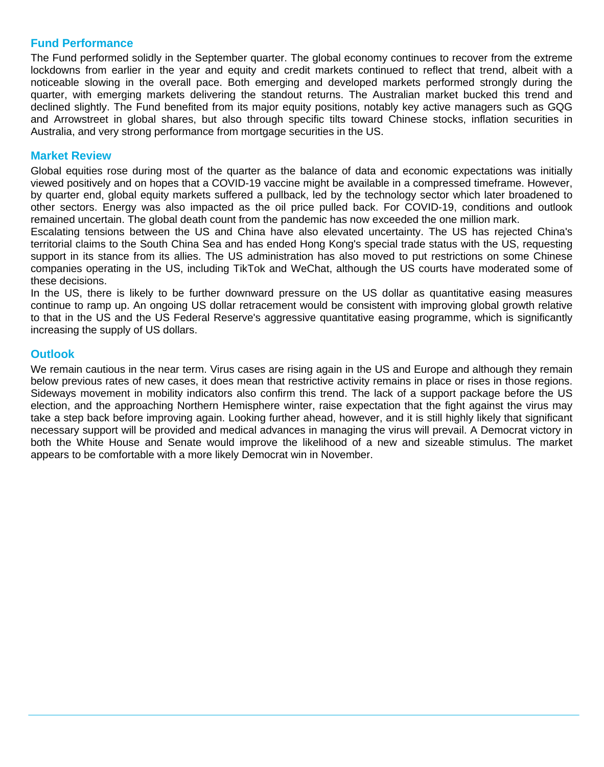## Fund Performance

The Fund performed solidly in the September quarter. The global economy continues to recover from the extreme lockdowns from earlier in the year and equity and credit markets continued to reflect that trend, albeit with a noticeable slowing in the overall pace. Both emerging and developed markets performed strongly during the quarter, with emerging markets delivering the standout returns. The Australian market bucked this trend and declined slightly. The Fund benefited from its major equity positions, notably key active managers such as GQG and Arrowstreet in global shares, but also through specific tilts toward Chinese stocks, inflation securities in Australia, and very strong performance from mortgage securities in the US.

## Market Review

Global equities rose during most of the quarter as the balance of data and economic expectations was initially viewed positively and on hopes that a COVID-19 vaccine might be available in a compressed timeframe. However, by quarter end, global equity markets suffered a pullback, led by the technology sector which later broadened to other sectors. Energy was also impacted as the oil price pulled back. For COVID-19, conditions and outlook remained uncertain. The global death count from the pandemic has now exceeded the one million mark.

Escalating tensions between the US and China have also elevated uncertainty. The US has rejected China's territorial claims to the South China Sea and has ended Hong Kong's special trade status with the US, requesting support in its stance from its allies. The US administration has also moved to put restrictions on some Chinese companies operating in the US, including TikTok and WeChat, although the US courts have moderated some of these decisions.

In the US, there is likely to be further downward pressure on the US dollar as quantitative easing measures continue to ramp up. An ongoing US dollar retracement would be consistent with improving global growth relative to that in the US and the US Federal Reserve's aggressive quantitative easing programme, which is significantly increasing the supply of US dollars.

## Outlook

We remain cautious in the near term. Virus cases are rising again in the US and Europe and although they remain below previous rates of new cases, it does mean that restrictive activity remains in place or rises in those regions. Sideways movement in mobility indicators also confirm this trend. The lack of a support package before the US election, and the approaching Northern Hemisphere winter, raise expectation that the fight against the virus may take a step back before improving again. Looking further ahead, however, and it is still highly likely that significant necessary support will be provided and medical advances in managing the virus will prevail. A Democrat victory in both the White House and Senate would improve the likelihood of a new and sizeable stimulus. The market appears to be comfortable with a more likely Democrat win in November.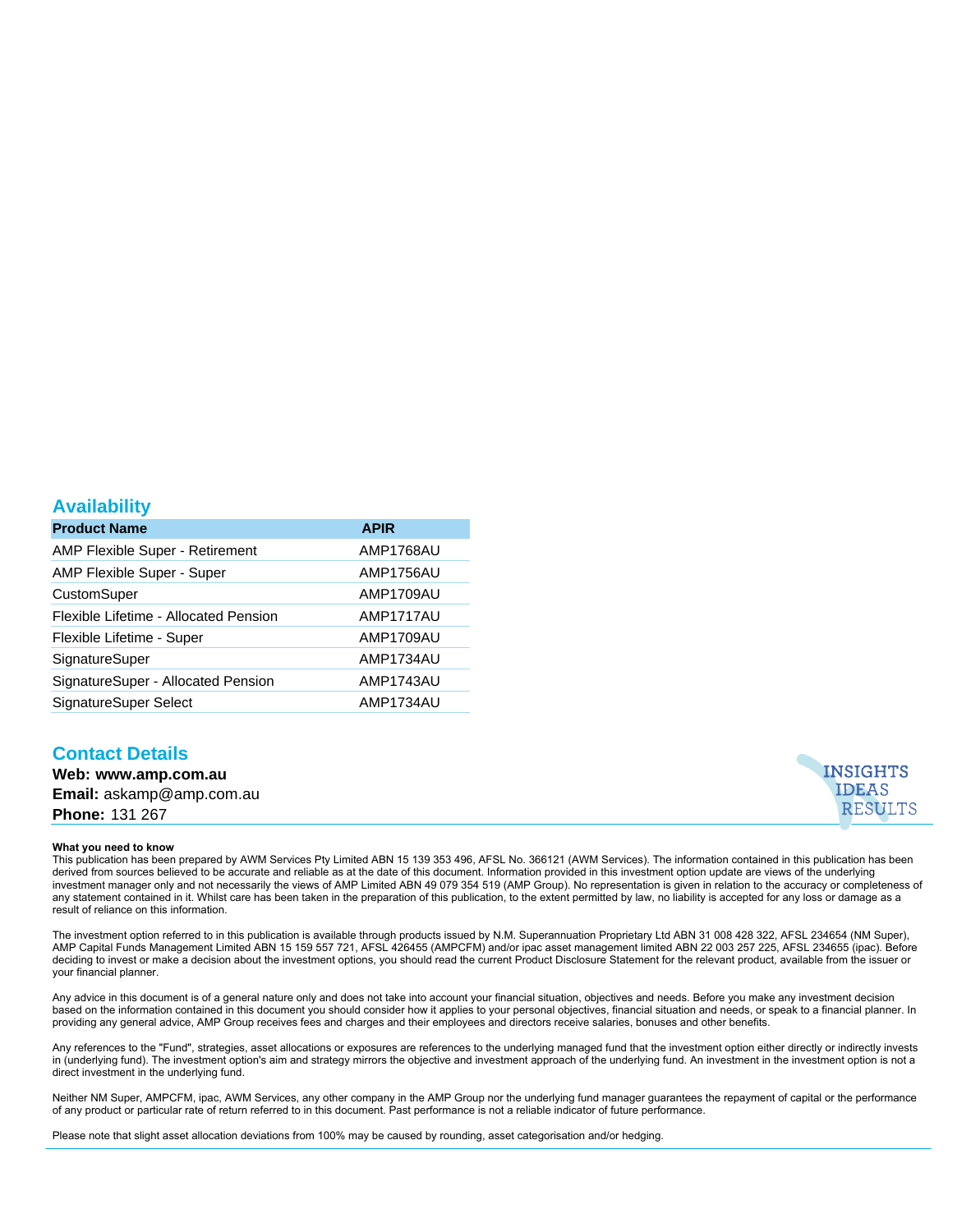## Availability

| Product Name | APIR |
|---|---|
| AMP Flexible Super - Retirement | AMP1768AU |
| AMP Flexible Super - Super | AMP1756AU |
| CustomSuper | AMP1709AU |
| Flexible Lifetime - Allocated Pension | AMP1717AU |
| Flexible Lifetime - Super | AMP1709AU |
| SignatureSuper | AMP1734AU |
| SignatureSuper - Allocated Pension | AMP1743AU |
| SignatureSuper Select | AMP1734AU |

## Contact Details

**Web: www.amp.com.au**
**Email:** askamp@amp.com.au
**Phone:** 131 267

INSIGHTS
IDEAS
RESULTS

**What you need to know**

This publication has been prepared by AWM Services Pty Limited ABN 15 139 353 496, AFSL No. 366121 (AWM Services). The information contained in this publication has been derived from sources believed to be accurate and reliable as at the date of this document. Information provided in this investment option update are views of the underlying investment manager only and not necessarily the views of AMP Limited ABN 49 079 354 519 (AMP Group). No representation is given in relation to the accuracy or completeness of any statement contained in it. Whilst care has been taken in the preparation of this publication, to the extent permitted by law, no liability is accepted for any loss or damage as a result of reliance on this information.

The investment option referred to in this publication is available through products issued by N.M. Superannuation Proprietary Ltd ABN 31 008 428 322, AFSL 234654 (NM Super), AMP Capital Funds Management Limited ABN 15 159 557 721, AFSL 426455 (AMPCFM) and/or ipac asset management limited ABN 22 003 257 225, AFSL 234655 (ipac). Before deciding to invest or make a decision about the investment options, you should read the current Product Disclosure Statement for the relevant product, available from the issuer or your financial planner.

Any advice in this document is of a general nature only and does not take into account your financial situation, objectives and needs. Before you make any investment decision based on the information contained in this document you should consider how it applies to your personal objectives, financial situation and needs, or speak to a financial planner. In providing any general advice, AMP Group receives fees and charges and their employees and directors receive salaries, bonuses and other benefits.

Any references to the "Fund", strategies, asset allocations or exposures are references to the underlying managed fund that the investment option either directly or indirectly invests in (underlying fund). The investment option's aim and strategy mirrors the objective and investment approach of the underlying fund. An investment in the investment option is not a direct investment in the underlying fund.

Neither NM Super, AMPCFM, ipac, AWM Services, any other company in the AMP Group nor the underlying fund manager guarantees the repayment of capital or the performance of any product or particular rate of return referred to in this document. Past performance is not a reliable indicator of future performance.

Please note that slight asset allocation deviations from 100% may be caused by rounding, asset categorisation and/or hedging.